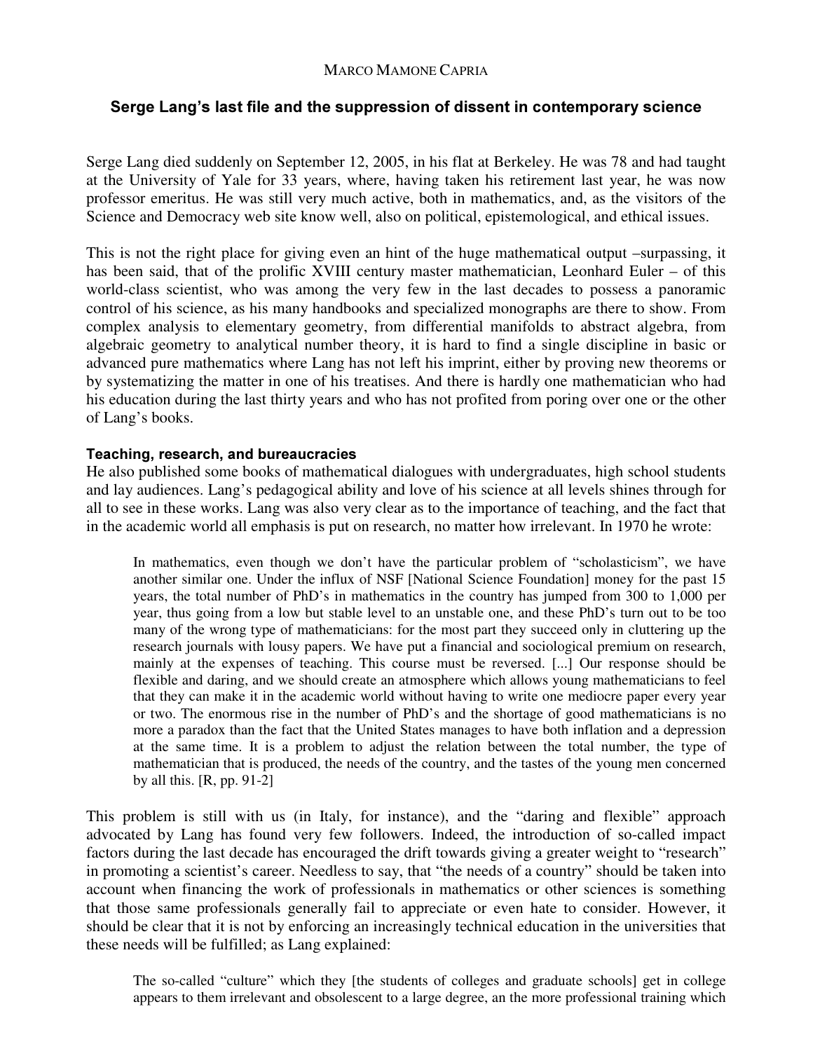MARCO MAMONE CAPRIA

# Serge Lang's last file and the suppression of dissent in contemporary science

Serge Lang died suddenly on September 12, 2005, in his flat at Berkeley. He was 78 and had taught at the University of Yale for 33 years, where, having taken his retirement last year, he was now professor emeritus. He was still very much active, both in mathematics, and, as the visitors of the Science and Democracy web site know well, also on political, epistemological, and ethical issues.

This is not the right place for giving even an hint of the huge mathematical output –surpassing, it has been said, that of the prolific XVIII century master mathematician, Leonhard Euler – of this world-class scientist, who was among the very few in the last decades to possess a panoramic control of his science, as his many handbooks and specialized monographs are there to show. From complex analysis to elementary geometry, from differential manifolds to abstract algebra, from algebraic geometry to analytical number theory, it is hard to find a single discipline in basic or advanced pure mathematics where Lang has not left his imprint, either by proving new theorems or by systematizing the matter in one of his treatises. And there is hardly one mathematician who had his education during the last thirty years and who has not profited from poring over one or the other of Lang's books.

## Teaching, research, and bureaucracies

He also published some books of mathematical dialogues with undergraduates, high school students and lay audiences. Lang's pedagogical ability and love of his science at all levels shines through for all to see in these works. Lang was also very clear as to the importance of teaching, and the fact that in the academic world all emphasis is put on research, no matter how irrelevant. In 1970 he wrote:

> In mathematics, even though we don't have the particular problem of "scholasticism", we have another similar one. Under the influx of NSF [National Science Foundation] money for the past 15 years, the total number of PhD's in mathematics in the country has jumped from 300 to 1,000 per year, thus going from a low but stable level to an unstable one, and these PhD's turn out to be too many of the wrong type of mathematicians: for the most part they succeed only in cluttering up the research journals with lousy papers. We have put a financial and sociological premium on research, mainly at the expenses of teaching. This course must be reversed. [...] Our response should be flexible and daring, and we should create an atmosphere which allows young mathematicians to feel that they can make it in the academic world without having to write one mediocre paper every year or two. The enormous rise in the number of PhD's and the shortage of good mathematicians is no more a paradox than the fact that the United States manages to have both inflation and a depression at the same time. It is a problem to adjust the relation between the total number, the type of mathematician that is produced, the needs of the country, and the tastes of the young men concerned by all this. [R, pp. 91-2]

This problem is still with us (in Italy, for instance), and the "daring and flexible" approach advocated by Lang has found very few followers. Indeed, the introduction of so-called impact factors during the last decade has encouraged the drift towards giving a greater weight to "research" in promoting a scientist's career. Needless to say, that "the needs of a country" should be taken into account when financing the work of professionals in mathematics or other sciences is something that those same professionals generally fail to appreciate or even hate to consider. However, it should be clear that it is not by enforcing an increasingly technical education in the universities that these needs will be fulfilled; as Lang explained:

> The so-called "culture" which they [the students of colleges and graduate schools] get in college appears to them irrelevant and obsolescent to a large degree, an the more professional training which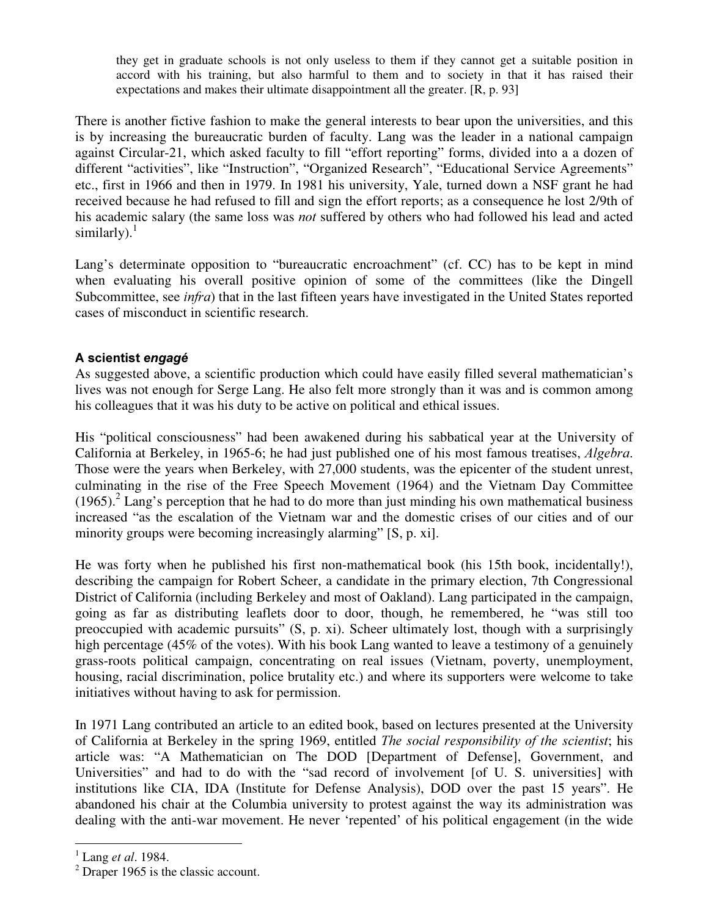> they get in graduate schools is not only useless to them if they cannot get a suitable position in accord with his training, but also harmful to them and to society in that it has raised their expectations and makes their ultimate disappointment all the greater. [R, p. 93]

There is another fictive fashion to make the general interests to bear upon the universities, and this is by increasing the bureaucratic burden of faculty. Lang was the leader in a national campaign against Circular-21, which asked faculty to fill "effort reporting" forms, divided into a a dozen of different "activities", like "Instruction", "Organized Research", "Educational Service Agreements" etc., first in 1966 and then in 1979. In 1981 his university, Yale, turned down a NSF grant he had received because he had refused to fill and sign the effort reports; as a consequence he lost 2/9th of his academic salary (the same loss was *not* suffered by others who had followed his lead and acted similarly).[1]

Lang's determinate opposition to "bureaucratic encroachment" (cf. CC) has to be kept in mind when evaluating his overall positive opinion of some of the committees (like the Dingell Subcommittee, see *infra*) that in the last fifteen years have investigated in the United States reported cases of misconduct in scientific research.

### A scientist *engagé*

As suggested above, a scientific production which could have easily filled several mathematician's lives was not enough for Serge Lang. He also felt more strongly than it was and is common among his colleagues that it was his duty to be active on political and ethical issues.

His "political consciousness" had been awakened during his sabbatical year at the University of California at Berkeley, in 1965-6; he had just published one of his most famous treatises, *Algebra*. Those were the years when Berkeley, with 27,000 students, was the epicenter of the student unrest, culminating in the rise of the Free Speech Movement (1964) and the Vietnam Day Committee (1965).[2] Lang's perception that he had to do more than just minding his own mathematical business increased "as the escalation of the Vietnam war and the domestic crises of our cities and of our minority groups were becoming increasingly alarming" [S, p. xi].

He was forty when he published his first non-mathematical book (his 15th book, incidentally!), describing the campaign for Robert Scheer, a candidate in the primary election, 7th Congressional District of California (including Berkeley and most of Oakland). Lang participated in the campaign, going as far as distributing leaflets door to door, though, he remembered, he "was still too preoccupied with academic pursuits" (S, p. xi). Scheer ultimately lost, though with a surprisingly high percentage (45% of the votes). With his book Lang wanted to leave a testimony of a genuinely grass-roots political campaign, concentrating on real issues (Vietnam, poverty, unemployment, housing, racial discrimination, police brutality etc.) and where its supporters were welcome to take initiatives without having to ask for permission.

In 1971 Lang contributed an article to an edited book, based on lectures presented at the University of California at Berkeley in the spring 1969, entitled *The social responsibility of the scientist*; his article was: "A Mathematician on The DOD [Department of Defense], Government, and Universities" and had to do with the "sad record of involvement [of U. S. universities] with institutions like CIA, IDA (Institute for Defense Analysis), DOD over the past 15 years". He abandoned his chair at the Columbia university to protest against the way its administration was dealing with the anti-war movement. He never 'repented' of his political engagement (in the wide

---

[1] Lang *et al*. 1984.

[2] Draper 1965 is the classic account.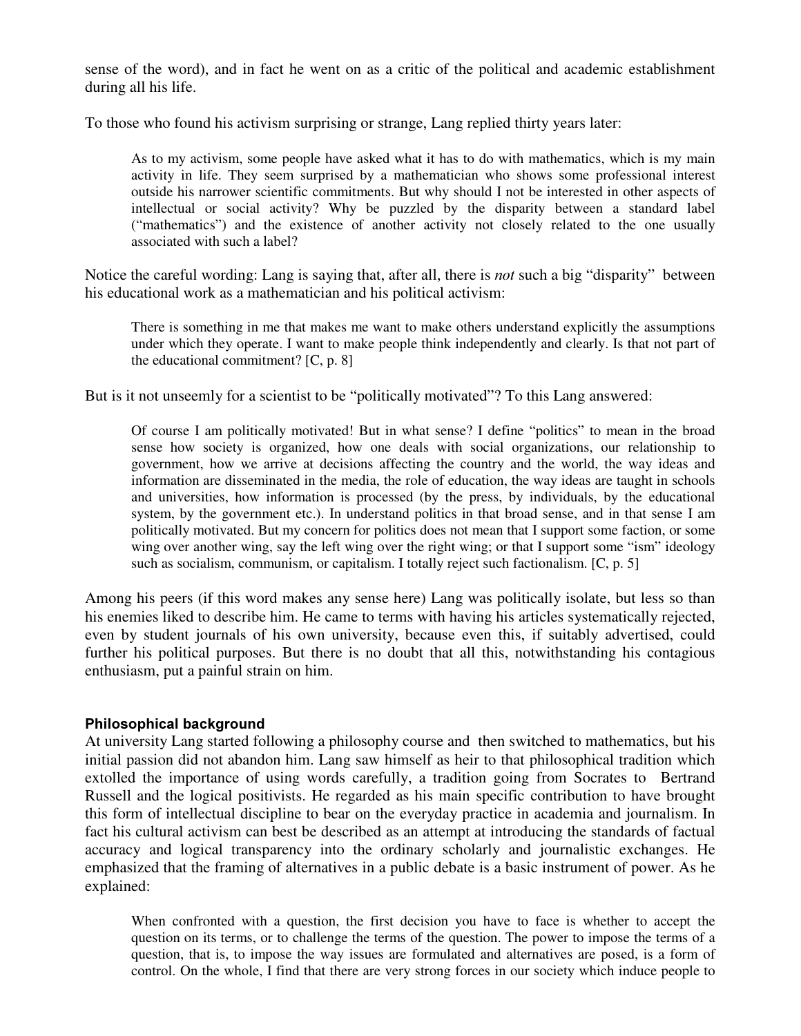sense of the word), and in fact he went on as a critic of the political and academic establishment during all his life.

To those who found his activism surprising or strange, Lang replied thirty years later:

> As to my activism, some people have asked what it has to do with mathematics, which is my main activity in life. They seem surprised by a mathematician who shows some professional interest outside his narrower scientific commitments. But why should I not be interested in other aspects of intellectual or social activity? Why be puzzled by the disparity between a standard label ("mathematics") and the existence of another activity not closely related to the one usually associated with such a label?

Notice the careful wording: Lang is saying that, after all, there is *not* such a big "disparity" between his educational work as a mathematician and his political activism:

> There is something in me that makes me want to make others understand explicitly the assumptions under which they operate. I want to make people think independently and clearly. Is that not part of the educational commitment? [C, p. 8]

But is it not unseemly for a scientist to be "politically motivated"? To this Lang answered:

> Of course I am politically motivated! But in what sense? I define "politics" to mean in the broad sense how society is organized, how one deals with social organizations, our relationship to government, how we arrive at decisions affecting the country and the world, the way ideas and information are disseminated in the media, the role of education, the way ideas are taught in schools and universities, how information is processed (by the press, by individuals, by the educational system, by the government etc.). In understand politics in that broad sense, and in that sense I am politically motivated. But my concern for politics does not mean that I support some faction, or some wing over another wing, say the left wing over the right wing; or that I support some "ism" ideology such as socialism, communism, or capitalism. I totally reject such factionalism. [C, p. 5]

Among his peers (if this word makes any sense here) Lang was politically isolate, but less so than his enemies liked to describe him. He came to terms with having his articles systematically rejected, even by student journals of his own university, because even this, if suitably advertised, could further his political purposes. But there is no doubt that all this, notwithstanding his contagious enthusiasm, put a painful strain on him.

#### Philosophical background

At university Lang started following a philosophy course and then switched to mathematics, but his initial passion did not abandon him. Lang saw himself as heir to that philosophical tradition which extolled the importance of using words carefully, a tradition going from Socrates to Bertrand Russell and the logical positivists. He regarded as his main specific contribution to have brought this form of intellectual discipline to bear on the everyday practice in academia and journalism. In fact his cultural activism can best be described as an attempt at introducing the standards of factual accuracy and logical transparency into the ordinary scholarly and journalistic exchanges. He emphasized that the framing of alternatives in a public debate is a basic instrument of power. As he explained:

> When confronted with a question, the first decision you have to face is whether to accept the question on its terms, or to challenge the terms of the question. The power to impose the terms of a question, that is, to impose the way issues are formulated and alternatives are posed, is a form of control. On the whole, I find that there are very strong forces in our society which induce people to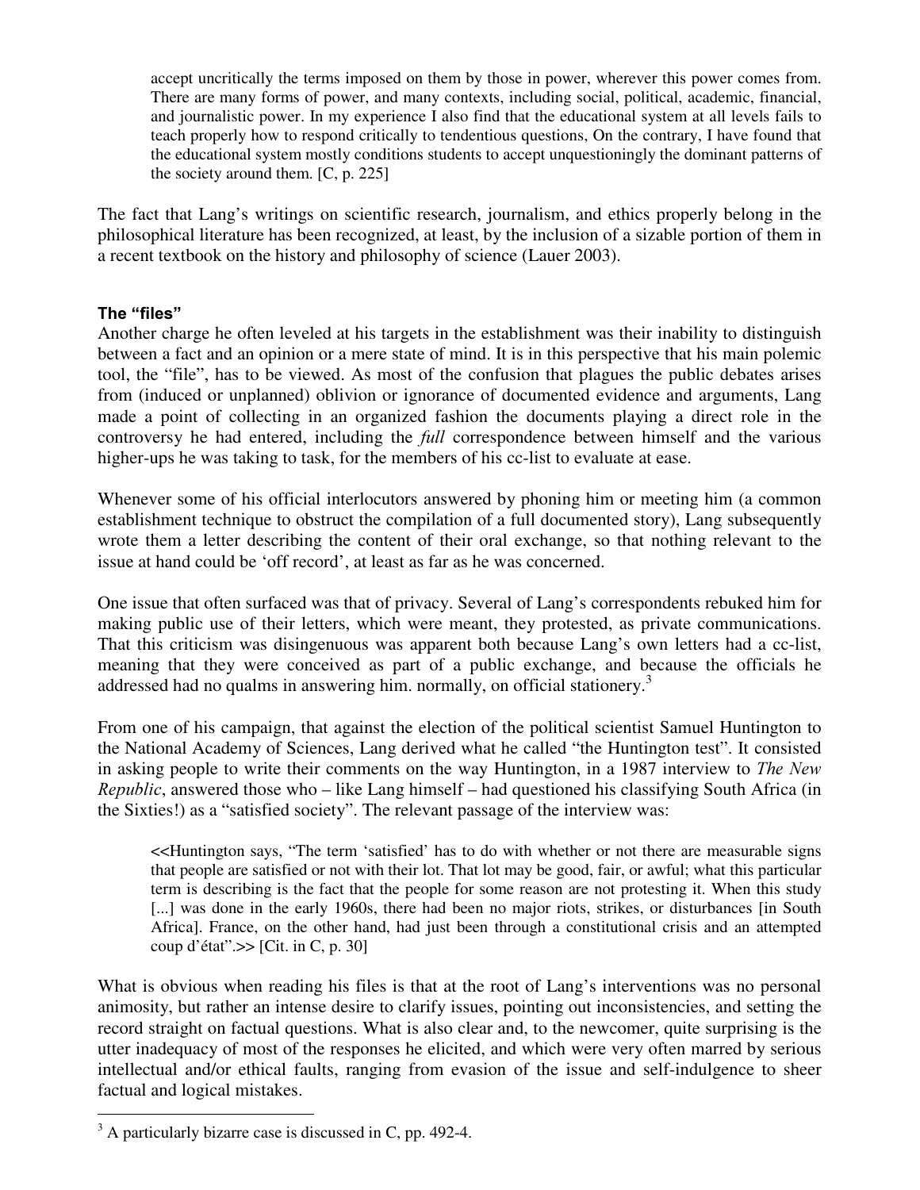> accept uncritically the terms imposed on them by those in power, wherever this power comes from. There are many forms of power, and many contexts, including social, political, academic, financial, and journalistic power. In my experience I also find that the educational system at all levels fails to teach properly how to respond critically to tendentious questions, On the contrary, I have found that the educational system mostly conditions students to accept unquestioningly the dominant patterns of the society around them. [C, p. 225]

The fact that Lang's writings on scientific research, journalism, and ethics properly belong in the philosophical literature has been recognized, at least, by the inclusion of a sizable portion of them in a recent textbook on the history and philosophy of science (Lauer 2003).

### The "files"

Another charge he often leveled at his targets in the establishment was their inability to distinguish between a fact and an opinion or a mere state of mind. It is in this perspective that his main polemic tool, the "file", has to be viewed. As most of the confusion that plagues the public debates arises from (induced or unplanned) oblivion or ignorance of documented evidence and arguments, Lang made a point of collecting in an organized fashion the documents playing a direct role in the controversy he had entered, including the *full* correspondence between himself and the various higher-ups he was taking to task, for the members of his cc-list to evaluate at ease.

Whenever some of his official interlocutors answered by phoning him or meeting him (a common establishment technique to obstruct the compilation of a full documented story), Lang subsequently wrote them a letter describing the content of their oral exchange, so that nothing relevant to the issue at hand could be 'off record', at least as far as he was concerned.

One issue that often surfaced was that of privacy. Several of Lang's correspondents rebuked him for making public use of their letters, which were meant, they protested, as private communications. That this criticism was disingenuous was apparent both because Lang's own letters had a cc-list, meaning that they were conceived as part of a public exchange, and because the officials he addressed had no qualms in answering him. normally, on official stationery.[3]

From one of his campaign, that against the election of the political scientist Samuel Huntington to the National Academy of Sciences, Lang derived what he called "the Huntington test". It consisted in asking people to write their comments on the way Huntington, in a 1987 interview to *The New Republic*, answered those who – like Lang himself – had questioned his classifying South Africa (in the Sixties!) as a "satisfied society". The relevant passage of the interview was:

> <<Huntington says, "The term 'satisfied' has to do with whether or not there are measurable signs that people are satisfied or not with their lot. That lot may be good, fair, or awful; what this particular term is describing is the fact that the people for some reason are not protesting it. When this study [...] was done in the early 1960s, there had been no major riots, strikes, or disturbances [in South Africa]. France, on the other hand, had just been through a constitutional crisis and an attempted coup d'état".>> [Cit. in C, p. 30]

What is obvious when reading his files is that at the root of Lang's interventions was no personal animosity, but rather an intense desire to clarify issues, pointing out inconsistencies, and setting the record straight on factual questions. What is also clear and, to the newcomer, quite surprising is the utter inadequacy of most of the responses he elicited, and which were very often marred by serious intellectual and/or ethical faults, ranging from evasion of the issue and self-indulgence to sheer factual and logical mistakes.

---

[3] A particularly bizarre case is discussed in C, pp. 492-4.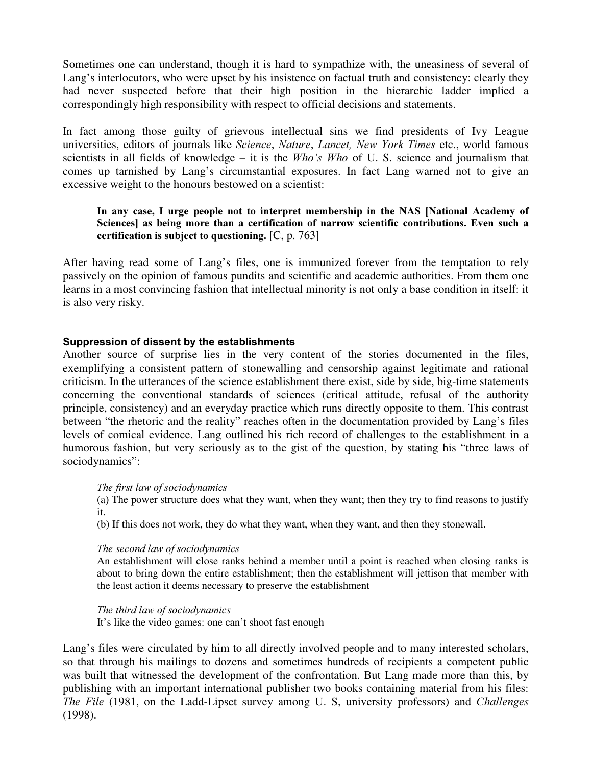Sometimes one can understand, though it is hard to sympathize with, the uneasiness of several of Lang's interlocutors, who were upset by his insistence on factual truth and consistency: clearly they had never suspected before that their high position in the hierarchic ladder implied a correspondingly high responsibility with respect to official decisions and statements.

In fact among those guilty of grievous intellectual sins we find presidents of Ivy League universities, editors of journals like *Science*, *Nature*, *Lancet, New York Times* etc., world famous scientists in all fields of knowledge – it is the *Who's Who* of U. S. science and journalism that comes up tarnished by Lang's circumstantial exposures. In fact Lang warned not to give an excessive weight to the honours bestowed on a scientist:

> **In any case, I urge people not to interpret membership in the NAS [National Academy of Sciences] as being more than a certification of narrow scientific contributions. Even such a certification is subject to questioning.** [C, p. 763]

After having read some of Lang's files, one is immunized forever from the temptation to rely passively on the opinion of famous pundits and scientific and academic authorities. From them one learns in a most convincing fashion that intellectual minority is not only a base condition in itself: it is also very risky.

### Suppression of dissent by the establishments

Another source of surprise lies in the very content of the stories documented in the files, exemplifying a consistent pattern of stonewalling and censorship against legitimate and rational criticism. In the utterances of the science establishment there exist, side by side, big-time statements concerning the conventional standards of sciences (critical attitude, refusal of the authority principle, consistency) and an everyday practice which runs directly opposite to them. This contrast between "the rhetoric and the reality" reaches often in the documentation provided by Lang's files levels of comical evidence. Lang outlined his rich record of challenges to the establishment in a humorous fashion, but very seriously as to the gist of the question, by stating his "three laws of sociodynamics":

> *The first law of sociodynamics*
>
> (a) The power structure does what they want, when they want; then they try to find reasons to justify it.
>
> (b) If this does not work, they do what they want, when they want, and then they stonewall.
>
> *The second law of sociodynamics*
>
> An establishment will close ranks behind a member until a point is reached when closing ranks is about to bring down the entire establishment; then the establishment will jettison that member with the least action it deems necessary to preserve the establishment
>
> *The third law of sociodynamics*
>
> It's like the video games: one can't shoot fast enough

Lang's files were circulated by him to all directly involved people and to many interested scholars, so that through his mailings to dozens and sometimes hundreds of recipients a competent public was built that witnessed the development of the confrontation. But Lang made more than this, by publishing with an important international publisher two books containing material from his files: *The File* (1981, on the Ladd-Lipset survey among U. S, university professors) and *Challenges* (1998).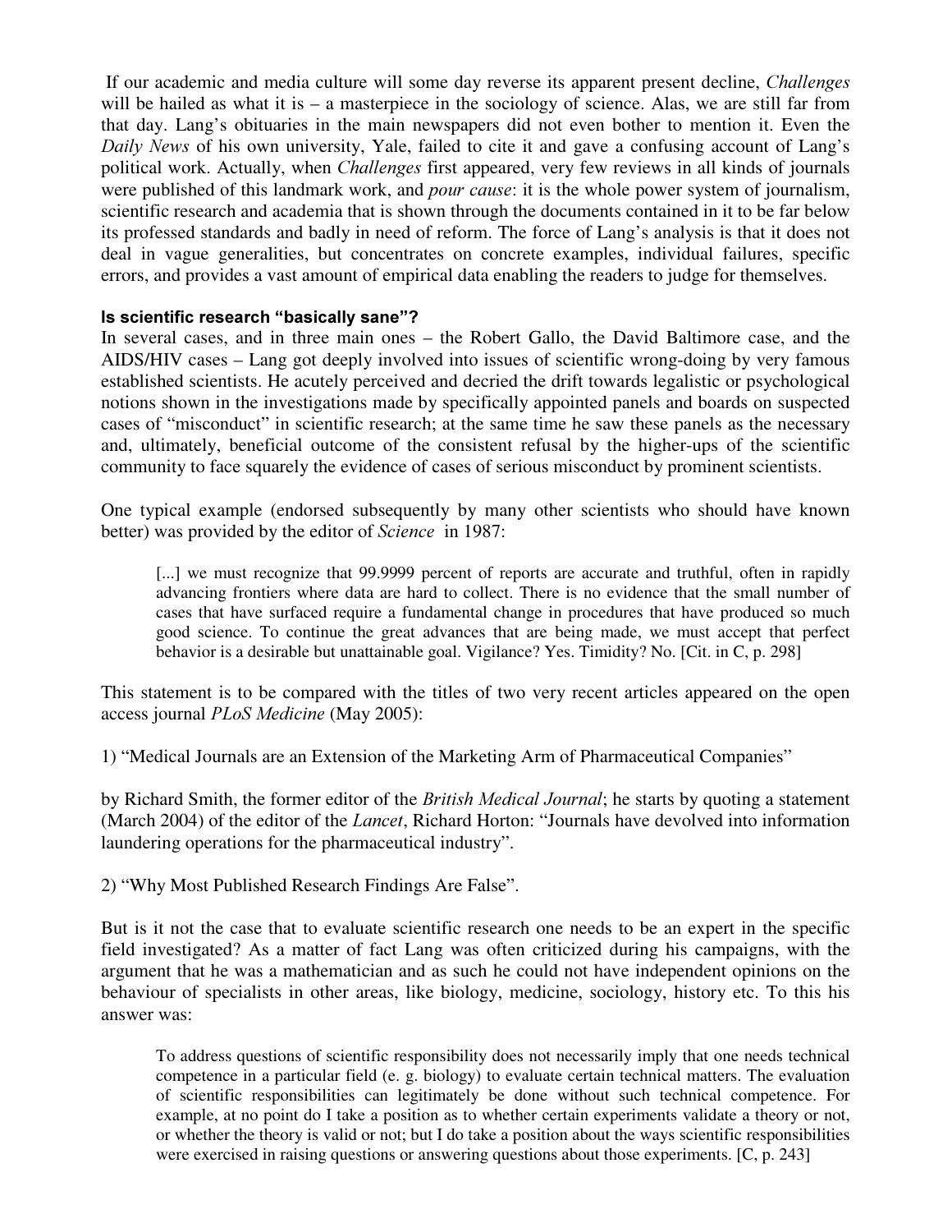If our academic and media culture will some day reverse its apparent present decline, *Challenges* will be hailed as what it is – a masterpiece in the sociology of science. Alas, we are still far from that day. Lang's obituaries in the main newspapers did not even bother to mention it. Even the *Daily News* of his own university, Yale, failed to cite it and gave a confusing account of Lang's political work. Actually, when *Challenges* first appeared, very few reviews in all kinds of journals were published of this landmark work, and *pour cause*: it is the whole power system of journalism, scientific research and academia that is shown through the documents contained in it to be far below its professed standards and badly in need of reform. The force of Lang's analysis is that it does not deal in vague generalities, but concentrates on concrete examples, individual failures, specific errors, and provides a vast amount of empirical data enabling the readers to judge for themselves.

### Is scientific research "basically sane"?

In several cases, and in three main ones – the Robert Gallo, the David Baltimore case, and the AIDS/HIV cases – Lang got deeply involved into issues of scientific wrong-doing by very famous established scientists. He acutely perceived and decried the drift towards legalistic or psychological notions shown in the investigations made by specifically appointed panels and boards on suspected cases of "misconduct" in scientific research; at the same time he saw these panels as the necessary and, ultimately, beneficial outcome of the consistent refusal by the higher-ups of the scientific community to face squarely the evidence of cases of serious misconduct by prominent scientists.

One typical example (endorsed subsequently by many other scientists who should have known better) was provided by the editor of *Science* in 1987:

> [...] we must recognize that 99.9999 percent of reports are accurate and truthful, often in rapidly advancing frontiers where data are hard to collect. There is no evidence that the small number of cases that have surfaced require a fundamental change in procedures that have produced so much good science. To continue the great advances that are being made, we must accept that perfect behavior is a desirable but unattainable goal. Vigilance? Yes. Timidity? No. [Cit. in C, p. 298]

This statement is to be compared with the titles of two very recent articles appeared on the open access journal *PLoS Medicine* (May 2005):

1) "Medical Journals are an Extension of the Marketing Arm of Pharmaceutical Companies"

by Richard Smith, the former editor of the *British Medical Journal*; he starts by quoting a statement (March 2004) of the editor of the *Lancet*, Richard Horton: "Journals have devolved into information laundering operations for the pharmaceutical industry".

2) "Why Most Published Research Findings Are False".

But is it not the case that to evaluate scientific research one needs to be an expert in the specific field investigated? As a matter of fact Lang was often criticized during his campaigns, with the argument that he was a mathematician and as such he could not have independent opinions on the behaviour of specialists in other areas, like biology, medicine, sociology, history etc. To this his answer was:

> To address questions of scientific responsibility does not necessarily imply that one needs technical competence in a particular field (e. g. biology) to evaluate certain technical matters. The evaluation of scientific responsibilities can legitimately be done without such technical competence. For example, at no point do I take a position as to whether certain experiments validate a theory or not, or whether the theory is valid or not; but I do take a position about the ways scientific responsibilities were exercised in raising questions or answering questions about those experiments. [C, p. 243]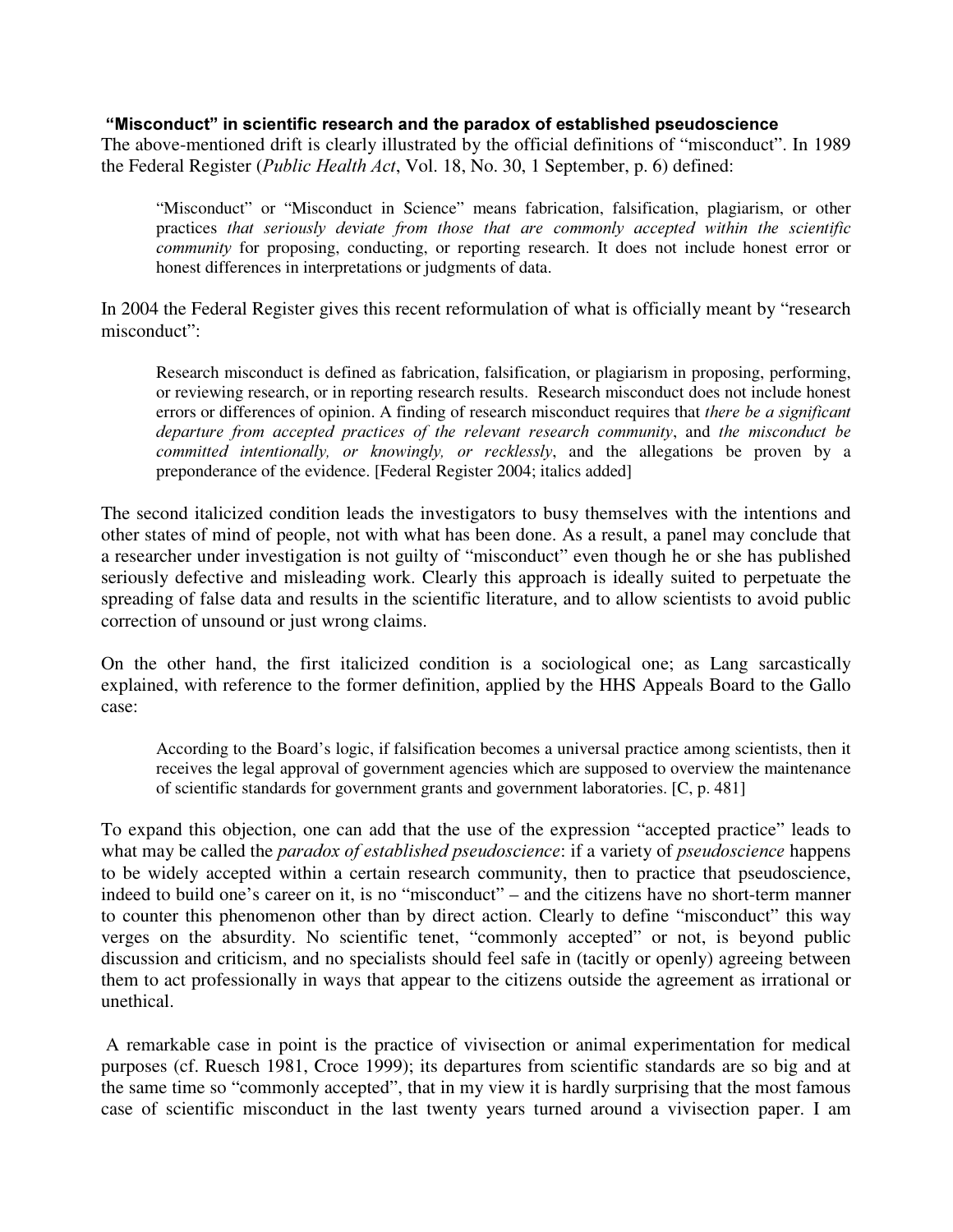**"Misconduct" in scientific research and the paradox of established pseudoscience**

The above-mentioned drift is clearly illustrated by the official definitions of "misconduct". In 1989 the Federal Register (*Public Health Act*, Vol. 18, No. 30, 1 September, p. 6) defined:

> "Misconduct" or "Misconduct in Science" means fabrication, falsification, plagiarism, or other practices *that seriously deviate from those that are commonly accepted within the scientific community* for proposing, conducting, or reporting research. It does not include honest error or honest differences in interpretations or judgments of data.

In 2004 the Federal Register gives this recent reformulation of what is officially meant by "research misconduct":

> Research misconduct is defined as fabrication, falsification, or plagiarism in proposing, performing, or reviewing research, or in reporting research results. Research misconduct does not include honest errors or differences of opinion. A finding of research misconduct requires that *there be a significant departure from accepted practices of the relevant research community*, and *the misconduct be committed intentionally, or knowingly, or recklessly*, and the allegations be proven by a preponderance of the evidence. [Federal Register 2004; italics added]

The second italicized condition leads the investigators to busy themselves with the intentions and other states of mind of people, not with what has been done. As a result, a panel may conclude that a researcher under investigation is not guilty of "misconduct" even though he or she has published seriously defective and misleading work. Clearly this approach is ideally suited to perpetuate the spreading of false data and results in the scientific literature, and to allow scientists to avoid public correction of unsound or just wrong claims.

On the other hand, the first italicized condition is a sociological one; as Lang sarcastically explained, with reference to the former definition, applied by the HHS Appeals Board to the Gallo case:

> According to the Board's logic, if falsification becomes a universal practice among scientists, then it receives the legal approval of government agencies which are supposed to overview the maintenance of scientific standards for government grants and government laboratories. [C, p. 481]

To expand this objection, one can add that the use of the expression "accepted practice" leads to what may be called the *paradox of established pseudoscience*: if a variety of *pseudoscience* happens to be widely accepted within a certain research community, then to practice that pseudoscience, indeed to build one's career on it, is no "misconduct" – and the citizens have no short-term manner to counter this phenomenon other than by direct action. Clearly to define "misconduct" this way verges on the absurdity. No scientific tenet, "commonly accepted" or not, is beyond public discussion and criticism, and no specialists should feel safe in (tacitly or openly) agreeing between them to act professionally in ways that appear to the citizens outside the agreement as irrational or unethical.

A remarkable case in point is the practice of vivisection or animal experimentation for medical purposes (cf. Ruesch 1981, Croce 1999); its departures from scientific standards are so big and at the same time so "commonly accepted", that in my view it is hardly surprising that the most famous case of scientific misconduct in the last twenty years turned around a vivisection paper. I am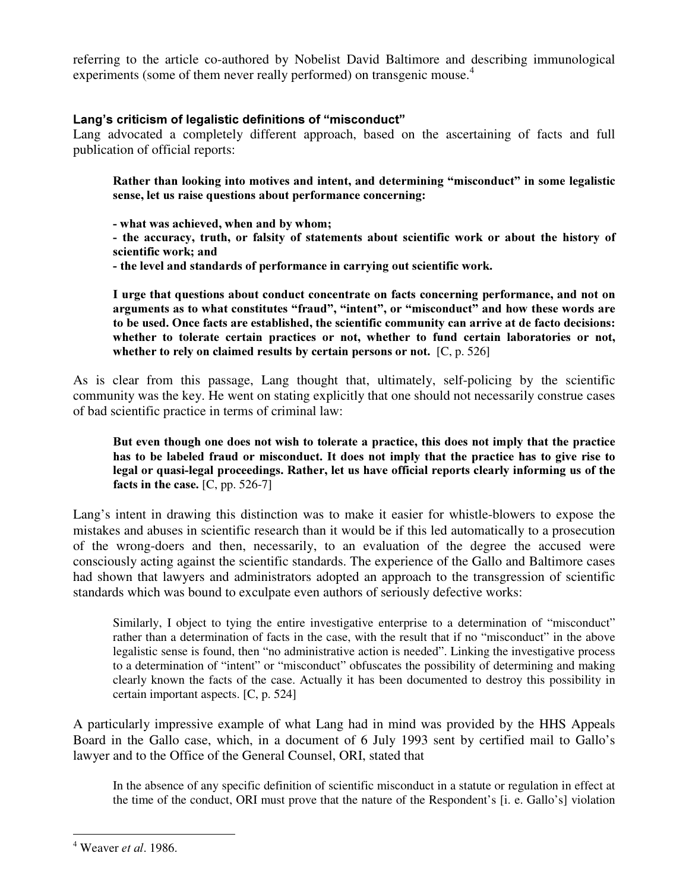referring to the article co-authored by Nobelist David Baltimore and describing immunological experiments (some of them never really performed) on transgenic mouse.[4]

### Lang's criticism of legalistic definitions of "misconduct"

Lang advocated a completely different approach, based on the ascertaining of facts and full publication of official reports:

> **Rather than looking into motives and intent, and determining "misconduct" in some legalistic sense, let us raise questions about performance concerning:**
>
> **- what was achieved, when and by whom;**
> **- the accuracy, truth, or falsity of statements about scientific work or about the history of scientific work; and**
> **- the level and standards of performance in carrying out scientific work.**
>
> **I urge that questions about conduct concentrate on facts concerning performance, and not on arguments as to what constitutes "fraud", "intent", or "misconduct" and how these words are to be used. Once facts are established, the scientific community can arrive at de facto decisions: whether to tolerate certain practices or not, whether to fund certain laboratories or not, whether to rely on claimed results by certain persons or not.** [C, p. 526]

As is clear from this passage, Lang thought that, ultimately, self-policing by the scientific community was the key. He went on stating explicitly that one should not necessarily construe cases of bad scientific practice in terms of criminal law:

> **But even though one does not wish to tolerate a practice, this does not imply that the practice has to be labeled fraud or misconduct. It does not imply that the practice has to give rise to legal or quasi-legal proceedings. Rather, let us have official reports clearly informing us of the facts in the case.** [C, pp. 526-7]

Lang's intent in drawing this distinction was to make it easier for whistle-blowers to expose the mistakes and abuses in scientific research than it would be if this led automatically to a prosecution of the wrong-doers and then, necessarily, to an evaluation of the degree the accused were consciously acting against the scientific standards. The experience of the Gallo and Baltimore cases had shown that lawyers and administrators adopted an approach to the transgression of scientific standards which was bound to exculpate even authors of seriously defective works:

> Similarly, I object to tying the entire investigative enterprise to a determination of "misconduct" rather than a determination of facts in the case, with the result that if no "misconduct" in the above legalistic sense is found, then "no administrative action is needed". Linking the investigative process to a determination of "intent" or "misconduct" obfuscates the possibility of determining and making clearly known the facts of the case. Actually it has been documented to destroy this possibility in certain important aspects. [C, p. 524]

A particularly impressive example of what Lang had in mind was provided by the HHS Appeals Board in the Gallo case, which, in a document of 6 July 1993 sent by certified mail to Gallo's lawyer and to the Office of the General Counsel, ORI, stated that

> In the absence of any specific definition of scientific misconduct in a statute or regulation in effect at the time of the conduct, ORI must prove that the nature of the Respondent's [i. e. Gallo's] violation

---

[4] Weaver *et al*. 1986.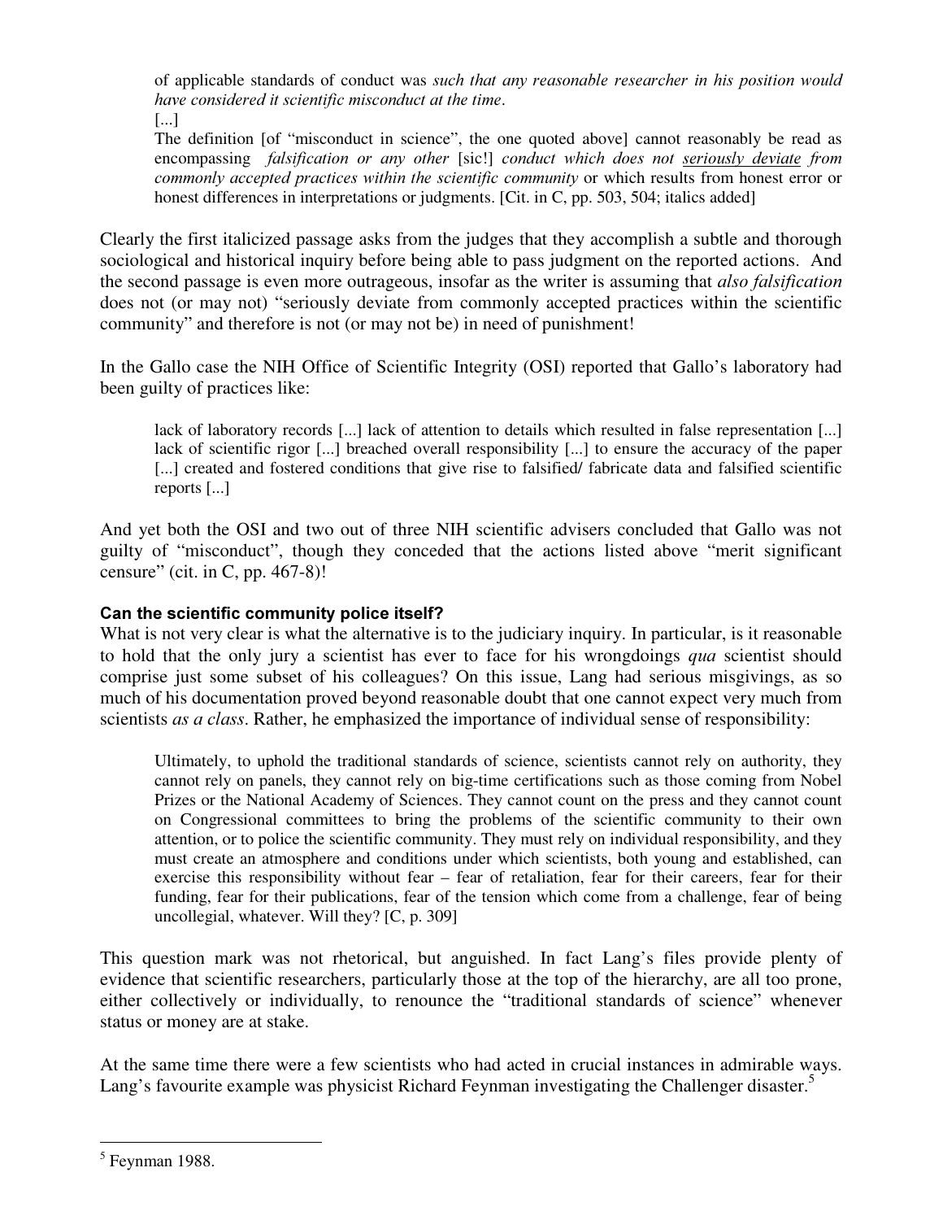> of applicable standards of conduct was *such that any reasonable researcher in his position would have considered it scientific misconduct at the time*.
> [...]
> The definition [of "misconduct in science", the one quoted above] cannot reasonably be read as encompassing *falsification or any other* [sic!] *conduct which does not* <u>*seriously deviate*</u> *from commonly accepted practices within the scientific community* or which results from honest error or honest differences in interpretations or judgments. [Cit. in C, pp. 503, 504; italics added]

Clearly the first italicized passage asks from the judges that they accomplish a subtle and thorough sociological and historical inquiry before being able to pass judgment on the reported actions. And the second passage is even more outrageous, insofar as the writer is assuming that *also falsification* does not (or may not) "seriously deviate from commonly accepted practices within the scientific community" and therefore is not (or may not be) in need of punishment!

In the Gallo case the NIH Office of Scientific Integrity (OSI) reported that Gallo's laboratory had been guilty of practices like:

> lack of laboratory records [...] lack of attention to details which resulted in false representation [...] lack of scientific rigor [...] breached overall responsibility [...] to ensure the accuracy of the paper [...] created and fostered conditions that give rise to falsified/ fabricate data and falsified scientific reports [...]

And yet both the OSI and two out of three NIH scientific advisers concluded that Gallo was not guilty of "misconduct", though they conceded that the actions listed above "merit significant censure" (cit. in C, pp. 467-8)!

### Can the scientific community police itself?

What is not very clear is what the alternative is to the judiciary inquiry. In particular, is it reasonable to hold that the only jury a scientist has ever to face for his wrongdoings *qua* scientist should comprise just some subset of his colleagues? On this issue, Lang had serious misgivings, as so much of his documentation proved beyond reasonable doubt that one cannot expect very much from scientists *as a class*. Rather, he emphasized the importance of individual sense of responsibility:

> Ultimately, to uphold the traditional standards of science, scientists cannot rely on authority, they cannot rely on panels, they cannot rely on big-time certifications such as those coming from Nobel Prizes or the National Academy of Sciences. They cannot count on the press and they cannot count on Congressional committees to bring the problems of the scientific community to their own attention, or to police the scientific community. They must rely on individual responsibility, and they must create an atmosphere and conditions under which scientists, both young and established, can exercise this responsibility without fear – fear of retaliation, fear for their careers, fear for their funding, fear for their publications, fear of the tension which come from a challenge, fear of being uncollegial, whatever. Will they? [C, p. 309]

This question mark was not rhetorical, but anguished. In fact Lang's files provide plenty of evidence that scientific researchers, particularly those at the top of the hierarchy, are all too prone, either collectively or individually, to renounce the "traditional standards of science" whenever status or money are at stake.

At the same time there were a few scientists who had acted in crucial instances in admirable ways. Lang's favourite example was physicist Richard Feynman investigating the Challenger disaster.[5]

---

[5] Feynman 1988.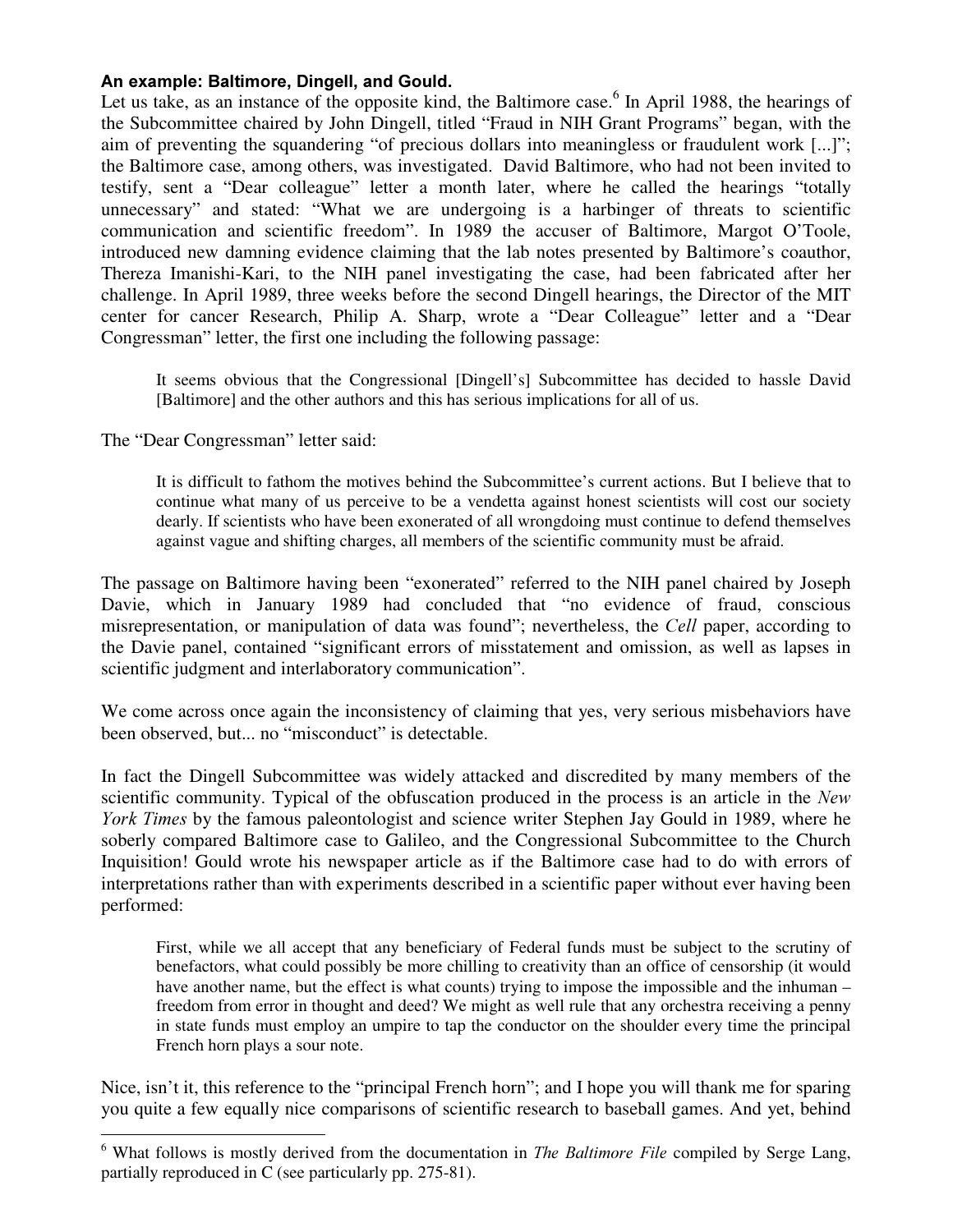**An example: Baltimore, Dingell, and Gould.**

Let us take, as an instance of the opposite kind, the Baltimore case.[6] In April 1988, the hearings of the Subcommittee chaired by John Dingell, titled "Fraud in NIH Grant Programs" began, with the aim of preventing the squandering "of precious dollars into meaningless or fraudulent work [...]"; the Baltimore case, among others, was investigated. David Baltimore, who had not been invited to testify, sent a "Dear colleague" letter a month later, where he called the hearings "totally unnecessary" and stated: "What we are undergoing is a harbinger of threats to scientific communication and scientific freedom". In 1989 the accuser of Baltimore, Margot O'Toole, introduced new damning evidence claiming that the lab notes presented by Baltimore's coauthor, Thereza Imanishi-Kari, to the NIH panel investigating the case, had been fabricated after her challenge. In April 1989, three weeks before the second Dingell hearings, the Director of the MIT center for cancer Research, Philip A. Sharp, wrote a "Dear Colleague" letter and a "Dear Congressman" letter, the first one including the following passage:

> It seems obvious that the Congressional [Dingell's] Subcommittee has decided to hassle David [Baltimore] and the other authors and this has serious implications for all of us.

The "Dear Congressman" letter said:

> It is difficult to fathom the motives behind the Subcommittee's current actions. But I believe that to continue what many of us perceive to be a vendetta against honest scientists will cost our society dearly. If scientists who have been exonerated of all wrongdoing must continue to defend themselves against vague and shifting charges, all members of the scientific community must be afraid.

The passage on Baltimore having been "exonerated" referred to the NIH panel chaired by Joseph Davie, which in January 1989 had concluded that "no evidence of fraud, conscious misrepresentation, or manipulation of data was found"; nevertheless, the *Cell* paper, according to the Davie panel, contained "significant errors of misstatement and omission, as well as lapses in scientific judgment and interlaboratory communication".

We come across once again the inconsistency of claiming that yes, very serious misbehaviors have been observed, but... no "misconduct" is detectable.

In fact the Dingell Subcommittee was widely attacked and discredited by many members of the scientific community. Typical of the obfuscation produced in the process is an article in the *New York Times* by the famous paleontologist and science writer Stephen Jay Gould in 1989, where he soberly compared Baltimore case to Galileo, and the Congressional Subcommittee to the Church Inquisition! Gould wrote his newspaper article as if the Baltimore case had to do with errors of interpretations rather than with experiments described in a scientific paper without ever having been performed:

> First, while we all accept that any beneficiary of Federal funds must be subject to the scrutiny of benefactors, what could possibly be more chilling to creativity than an office of censorship (it would have another name, but the effect is what counts) trying to impose the impossible and the inhuman – freedom from error in thought and deed? We might as well rule that any orchestra receiving a penny in state funds must employ an umpire to tap the conductor on the shoulder every time the principal French horn plays a sour note.

Nice, isn't it, this reference to the "principal French horn"; and I hope you will thank me for sparing you quite a few equally nice comparisons of scientific research to baseball games. And yet, behind

[6] What follows is mostly derived from the documentation in *The Baltimore File* compiled by Serge Lang, partially reproduced in C (see particularly pp. 275-81).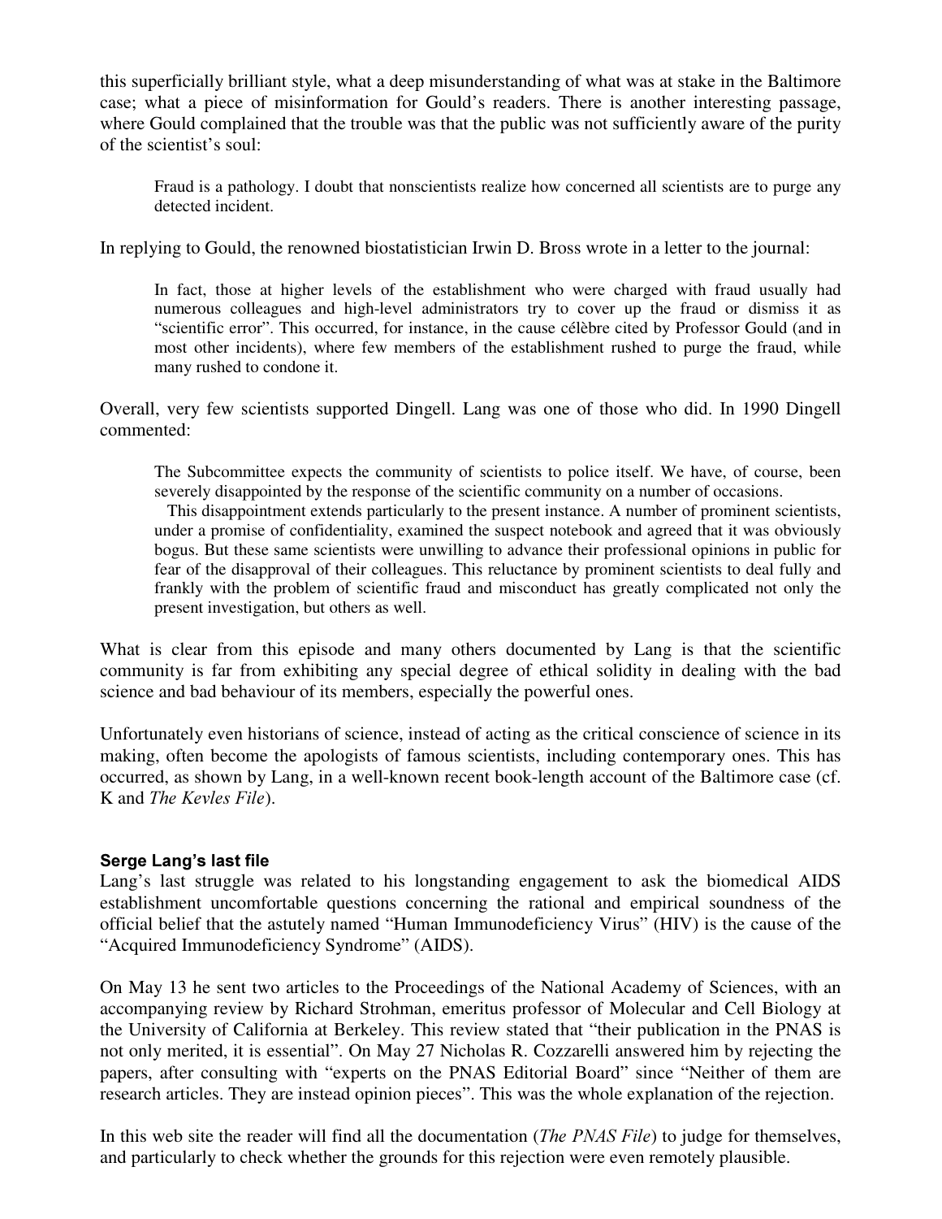this superficially brilliant style, what a deep misunderstanding of what was at stake in the Baltimore case; what a piece of misinformation for Gould's readers. There is another interesting passage, where Gould complained that the trouble was that the public was not sufficiently aware of the purity of the scientist's soul:

> Fraud is a pathology. I doubt that nonscientists realize how concerned all scientists are to purge any detected incident.

In replying to Gould, the renowned biostatistician Irwin D. Bross wrote in a letter to the journal:

> In fact, those at higher levels of the establishment who were charged with fraud usually had numerous colleagues and high-level administrators try to cover up the fraud or dismiss it as "scientific error". This occurred, for instance, in the cause célèbre cited by Professor Gould (and in most other incidents), where few members of the establishment rushed to purge the fraud, while many rushed to condone it.

Overall, very few scientists supported Dingell. Lang was one of those who did. In 1990 Dingell commented:

> The Subcommittee expects the community of scientists to police itself. We have, of course, been severely disappointed by the response of the scientific community on a number of occasions.
>
> This disappointment extends particularly to the present instance. A number of prominent scientists, under a promise of confidentiality, examined the suspect notebook and agreed that it was obviously bogus. But these same scientists were unwilling to advance their professional opinions in public for fear of the disapproval of their colleagues. This reluctance by prominent scientists to deal fully and frankly with the problem of scientific fraud and misconduct has greatly complicated not only the present investigation, but others as well.

What is clear from this episode and many others documented by Lang is that the scientific community is far from exhibiting any special degree of ethical solidity in dealing with the bad science and bad behaviour of its members, especially the powerful ones.

Unfortunately even historians of science, instead of acting as the critical conscience of science in its making, often become the apologists of famous scientists, including contemporary ones. This has occurred, as shown by Lang, in a well-known recent book-length account of the Baltimore case (cf. K and *The Kevles File*).

#### Serge Lang's last file

Lang's last struggle was related to his longstanding engagement to ask the biomedical AIDS establishment uncomfortable questions concerning the rational and empirical soundness of the official belief that the astutely named "Human Immunodeficiency Virus" (HIV) is the cause of the "Acquired Immunodeficiency Syndrome" (AIDS).

On May 13 he sent two articles to the Proceedings of the National Academy of Sciences, with an accompanying review by Richard Strohman, emeritus professor of Molecular and Cell Biology at the University of California at Berkeley. This review stated that "their publication in the PNAS is not only merited, it is essential". On May 27 Nicholas R. Cozzarelli answered him by rejecting the papers, after consulting with "experts on the PNAS Editorial Board" since "Neither of them are research articles. They are instead opinion pieces". This was the whole explanation of the rejection.

In this web site the reader will find all the documentation (*The PNAS File*) to judge for themselves, and particularly to check whether the grounds for this rejection were even remotely plausible.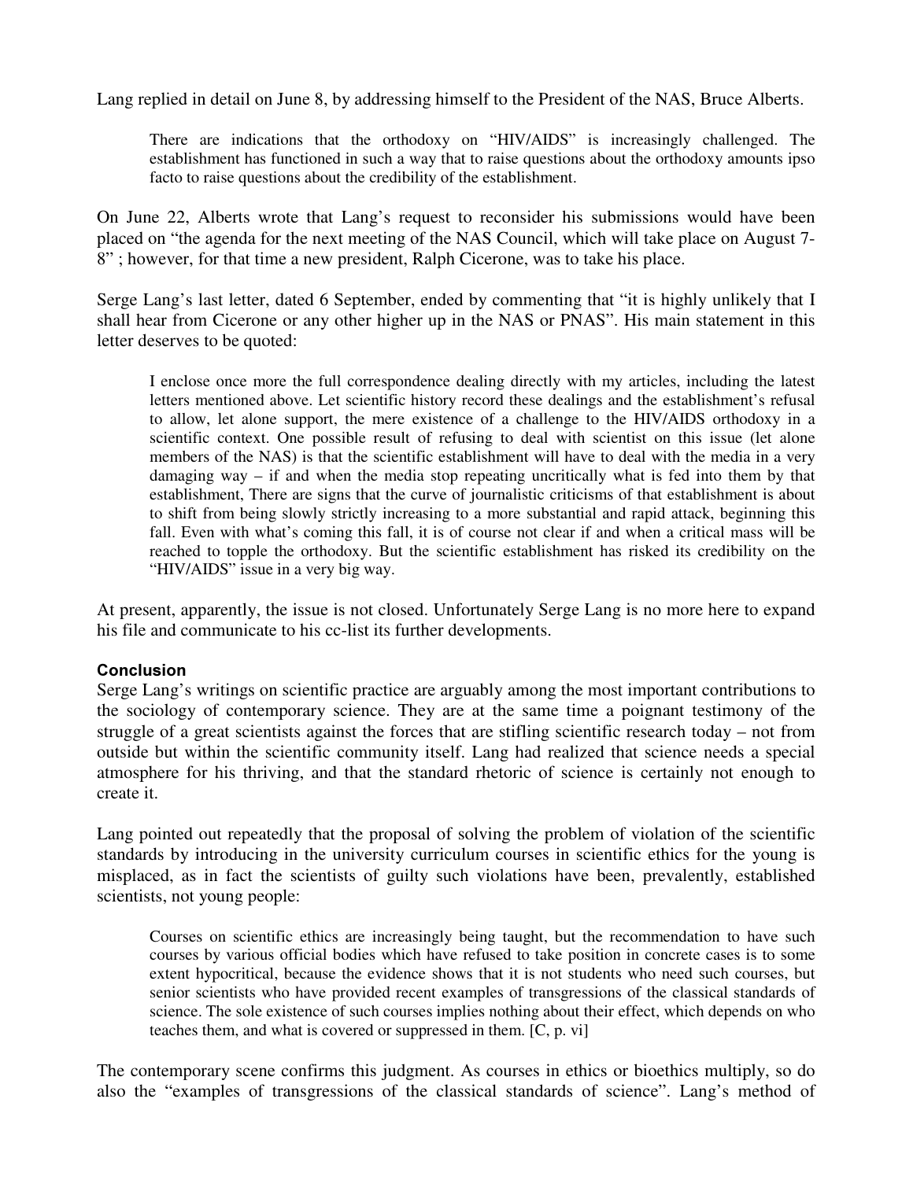Lang replied in detail on June 8, by addressing himself to the President of the NAS, Bruce Alberts.

> There are indications that the orthodoxy on "HIV/AIDS" is increasingly challenged. The establishment has functioned in such a way that to raise questions about the orthodoxy amounts ipso facto to raise questions about the credibility of the establishment.

On June 22, Alberts wrote that Lang's request to reconsider his submissions would have been placed on "the agenda for the next meeting of the NAS Council, which will take place on August 7-8" ; however, for that time a new president, Ralph Cicerone, was to take his place.

Serge Lang's last letter, dated 6 September, ended by commenting that "it is highly unlikely that I shall hear from Cicerone or any other higher up in the NAS or PNAS". His main statement in this letter deserves to be quoted:

> I enclose once more the full correspondence dealing directly with my articles, including the latest letters mentioned above. Let scientific history record these dealings and the establishment's refusal to allow, let alone support, the mere existence of a challenge to the HIV/AIDS orthodoxy in a scientific context. One possible result of refusing to deal with scientist on this issue (let alone members of the NAS) is that the scientific establishment will have to deal with the media in a very damaging way – if and when the media stop repeating uncritically what is fed into them by that establishment, There are signs that the curve of journalistic criticisms of that establishment is about to shift from being slowly strictly increasing to a more substantial and rapid attack, beginning this fall. Even with what's coming this fall, it is of course not clear if and when a critical mass will be reached to topple the orthodoxy. But the scientific establishment has risked its credibility on the "HIV/AIDS" issue in a very big way.

At present, apparently, the issue is not closed. Unfortunately Serge Lang is no more here to expand his file and communicate to his cc-list its further developments.

#### Conclusion

Serge Lang's writings on scientific practice are arguably among the most important contributions to the sociology of contemporary science. They are at the same time a poignant testimony of the struggle of a great scientists against the forces that are stifling scientific research today – not from outside but within the scientific community itself. Lang had realized that science needs a special atmosphere for his thriving, and that the standard rhetoric of science is certainly not enough to create it.

Lang pointed out repeatedly that the proposal of solving the problem of violation of the scientific standards by introducing in the university curriculum courses in scientific ethics for the young is misplaced, as in fact the scientists of guilty such violations have been, prevalently, established scientists, not young people:

> Courses on scientific ethics are increasingly being taught, but the recommendation to have such courses by various official bodies which have refused to take position in concrete cases is to some extent hypocritical, because the evidence shows that it is not students who need such courses, but senior scientists who have provided recent examples of transgressions of the classical standards of science. The sole existence of such courses implies nothing about their effect, which depends on who teaches them, and what is covered or suppressed in them. [C, p. vi]

The contemporary scene confirms this judgment. As courses in ethics or bioethics multiply, so do also the "examples of transgressions of the classical standards of science". Lang's method of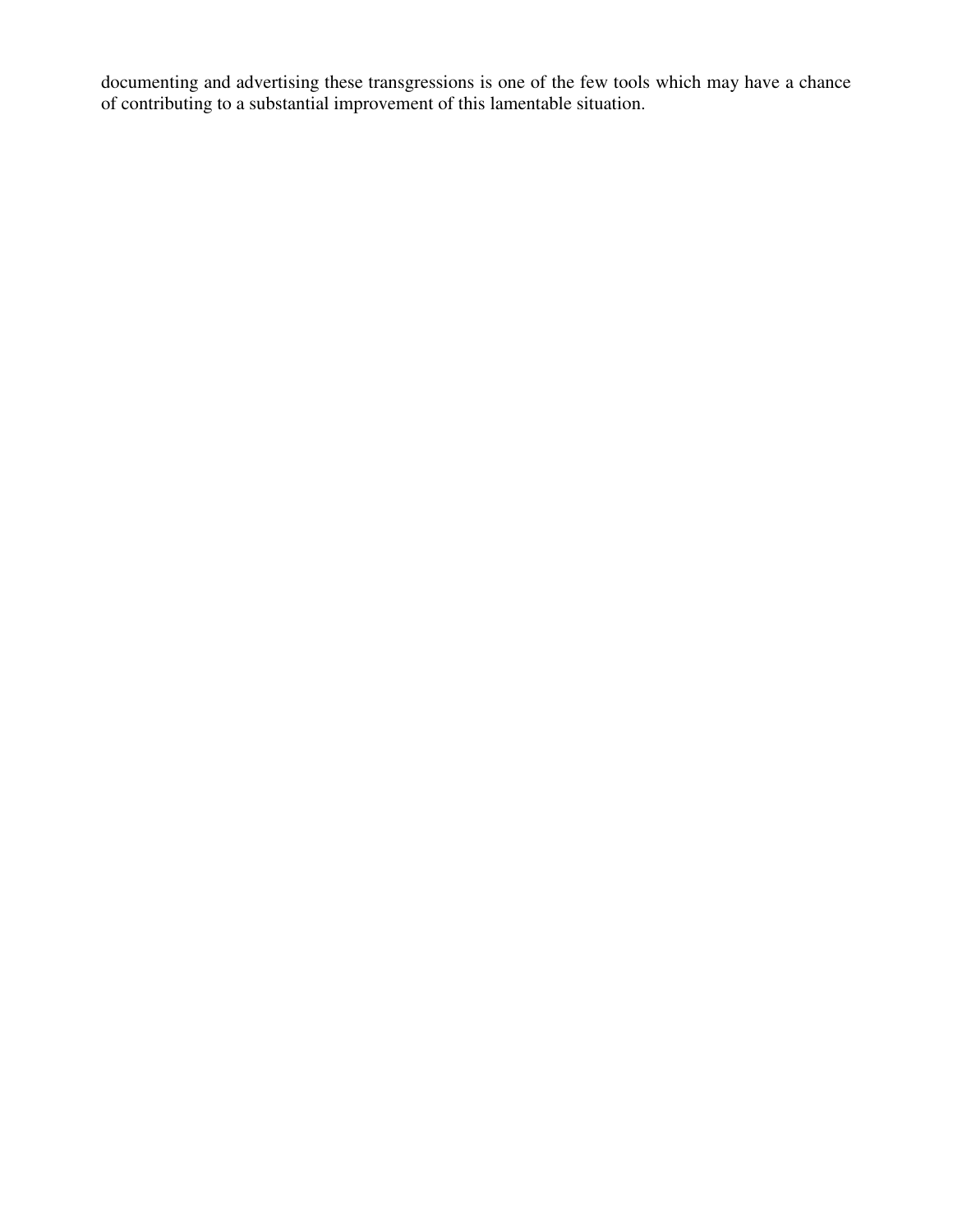documenting and advertising these transgressions is one of the few tools which may have a chance of contributing to a substantial improvement of this lamentable situation.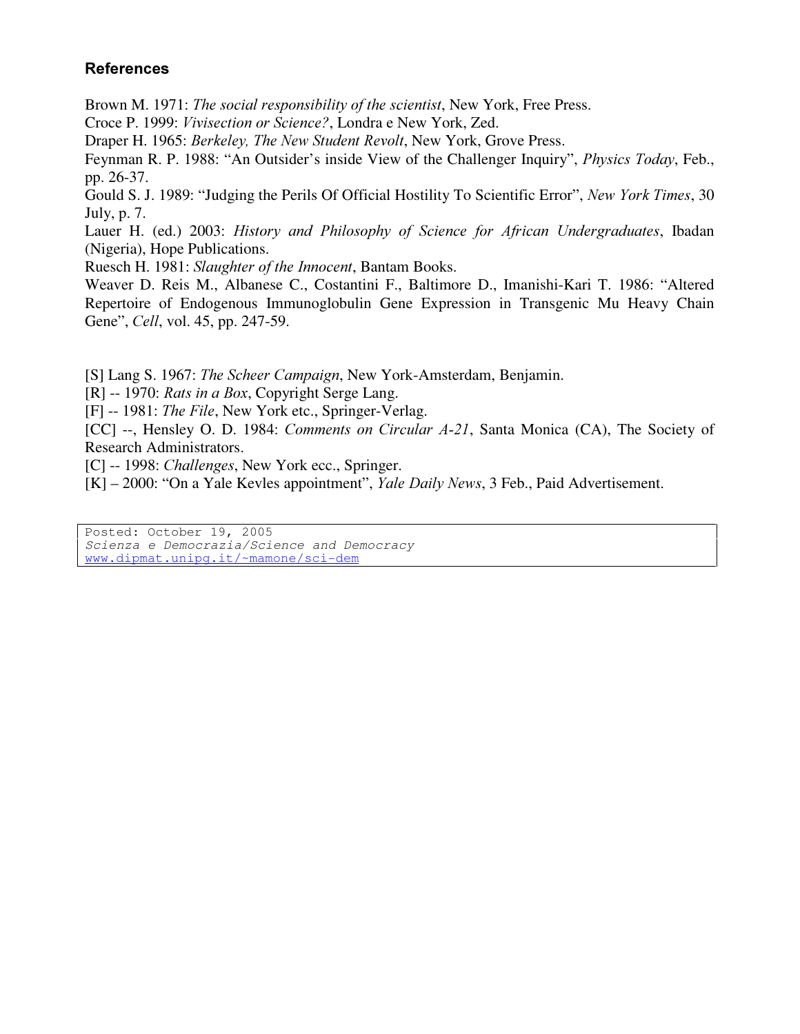## References

Brown M. 1971: *The social responsibility of the scientist*, New York, Free Press.

Croce P. 1999: *Vivisection or Science?*, Londra e New York, Zed.

Draper H. 1965: *Berkeley, The New Student Revolt*, New York, Grove Press.

Feynman R. P. 1988: "An Outsider's inside View of the Challenger Inquiry", *Physics Today*, Feb., pp. 26-37.

Gould S. J. 1989: "Judging the Perils Of Official Hostility To Scientific Error", *New York Times*, 30 July, p. 7.

Lauer H. (ed.) 2003: *History and Philosophy of Science for African Undergraduates*, Ibadan (Nigeria), Hope Publications.

Ruesch H. 1981: *Slaughter of the Innocent*, Bantam Books.

Weaver D. Reis M., Albanese C., Costantini F., Baltimore D., Imanishi-Kari T. 1986: "Altered Repertoire of Endogenous Immunoglobulin Gene Expression in Transgenic Mu Heavy Chain Gene", *Cell*, vol. 45, pp. 247-59.

[S] Lang S. 1967: *The Scheer Campaign*, New York-Amsterdam, Benjamin.

[R] -- 1970: *Rats in a Box*, Copyright Serge Lang.

[F] -- 1981: *The File*, New York etc., Springer-Verlag.

[CC] --, Hensley O. D. 1984: *Comments on Circular A-21*, Santa Monica (CA), The Society of Research Administrators.

[C] -- 1998: *Challenges*, New York ecc., Springer.

[K] – 2000: "On a Yale Kevles appointment", *Yale Daily News*, 3 Feb., Paid Advertisement.

```
Posted: October 19, 2005
Scienza e Democrazia/Science and Democracy
www.dipmat.unipg.it/~mamone/sci-dem
```